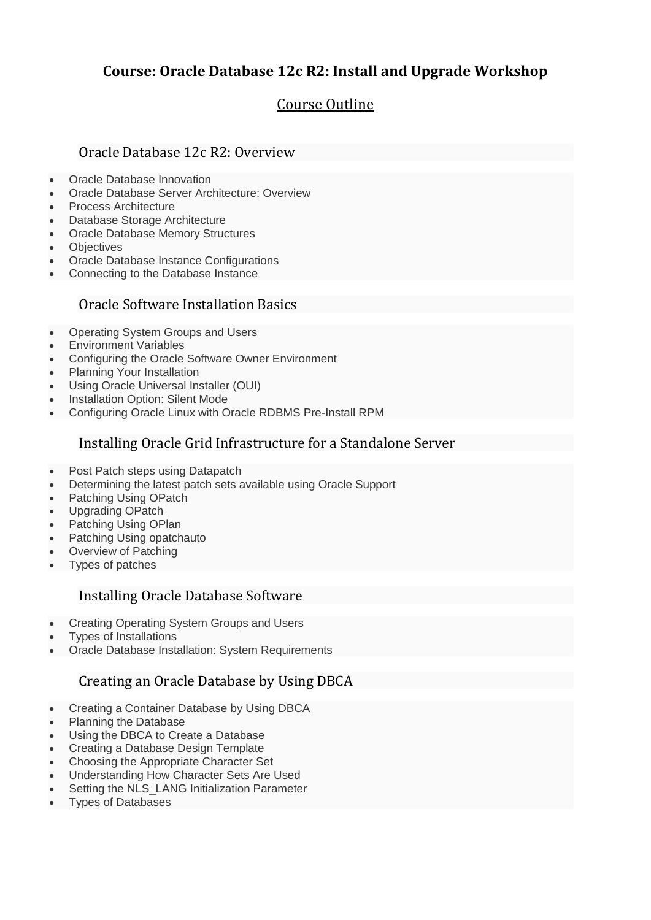# Course: Oracle Database 12c R2: Install and Upgrade Workshop

## Course Outline

### Oracle Database 12c R2: Overview

- Oracle Database Innovation
- Oracle Database Server Architecture: Overview
- Process Architecture
- Database Storage Architecture
- Oracle Database Memory Structures
- Objectives
- Oracle Database Instance Configurations
- Connecting to the Database Instance

### Oracle Software Installation Basics

- Operating System Groups and Users
- Environment Variables
- Configuring the Oracle Software Owner Environment
- Planning Your Installation
- Using Oracle Universal Installer (OUI)
- Installation Option: Silent Mode
- Configuring Oracle Linux with Oracle RDBMS Pre-Install RPM

### Installing Oracle Grid Infrastructure for a Standalone Server

- Post Patch steps using Datapatch
- Determining the latest patch sets available using Oracle Support
- Patching Using OPatch
- Upgrading OPatch
- Patching Using OPlan
- Patching Using opatchauto
- Overview of Patching
- Types of patches

### Installing Oracle Database Software

- Creating Operating System Groups and Users
- Types of Installations
- Oracle Database Installation: System Requirements

### Creating an Oracle Database by Using DBCA

- Creating a Container Database by Using DBCA
- Planning the Database
- Using the DBCA to Create a Database
- Creating a Database Design Template
- Choosing the Appropriate Character Set
- Understanding How Character Sets Are Used
- Setting the NLS_LANG Initialization Parameter
- Types of Databases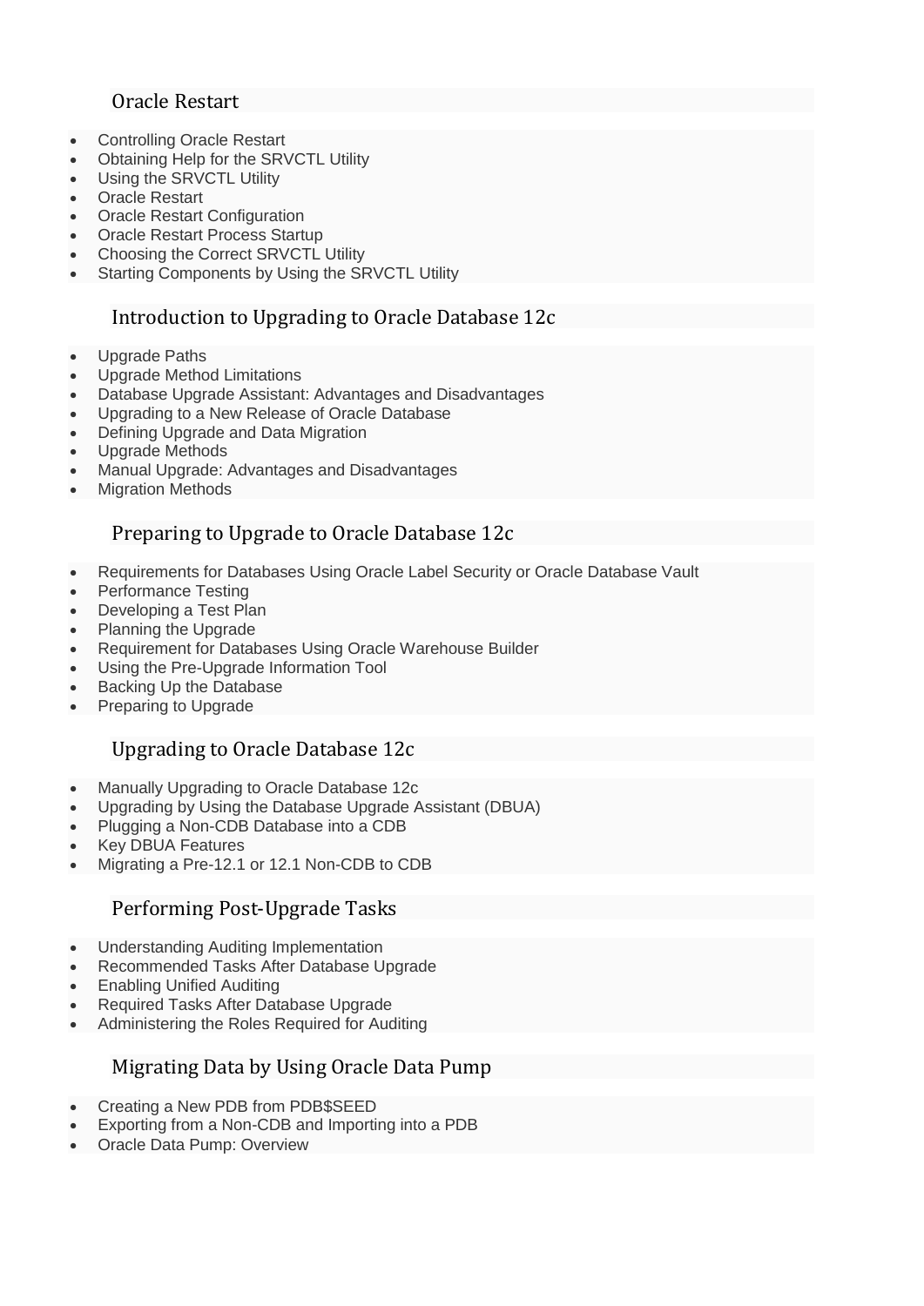### Oracle Restart

- Controlling Oracle Restart
- Obtaining Help for the SRVCTL Utility
- Using the SRVCTL Utility
- Oracle Restart
- Oracle Restart Configuration
- Oracle Restart Process Startup
- Choosing the Correct SRVCTL Utility
- Starting Components by Using the SRVCTL Utility

### Introduction to Upgrading to Oracle Database 12c

- Upgrade Paths
- Upgrade Method Limitations
- Database Upgrade Assistant: Advantages and Disadvantages
- Upgrading to a New Release of Oracle Database
- Defining Upgrade and Data Migration
- Upgrade Methods
- Manual Upgrade: Advantages and Disadvantages
- Migration Methods

### Preparing to Upgrade to Oracle Database 12c

- Requirements for Databases Using Oracle Label Security or Oracle Database Vault
- Performance Testing
- Developing a Test Plan
- Planning the Upgrade
- Requirement for Databases Using Oracle Warehouse Builder
- Using the Pre-Upgrade Information Tool
- Backing Up the Database
- Preparing to Upgrade

### Upgrading to Oracle Database 12c

- Manually Upgrading to Oracle Database 12c
- Upgrading by Using the Database Upgrade Assistant (DBUA)
- Plugging a Non-CDB Database into a CDB
- Key DBUA Features
- Migrating a Pre-12.1 or 12.1 Non-CDB to CDB

### Performing Post-Upgrade Tasks

- Understanding Auditing Implementation
- Recommended Tasks After Database Upgrade
- Enabling Unified Auditing
- Required Tasks After Database Upgrade
- Administering the Roles Required for Auditing

### Migrating Data by Using Oracle Data Pump

- Creating a New PDB from PDB$SEED
- Exporting from a Non-CDB and Importing into a PDB
- Oracle Data Pump: Overview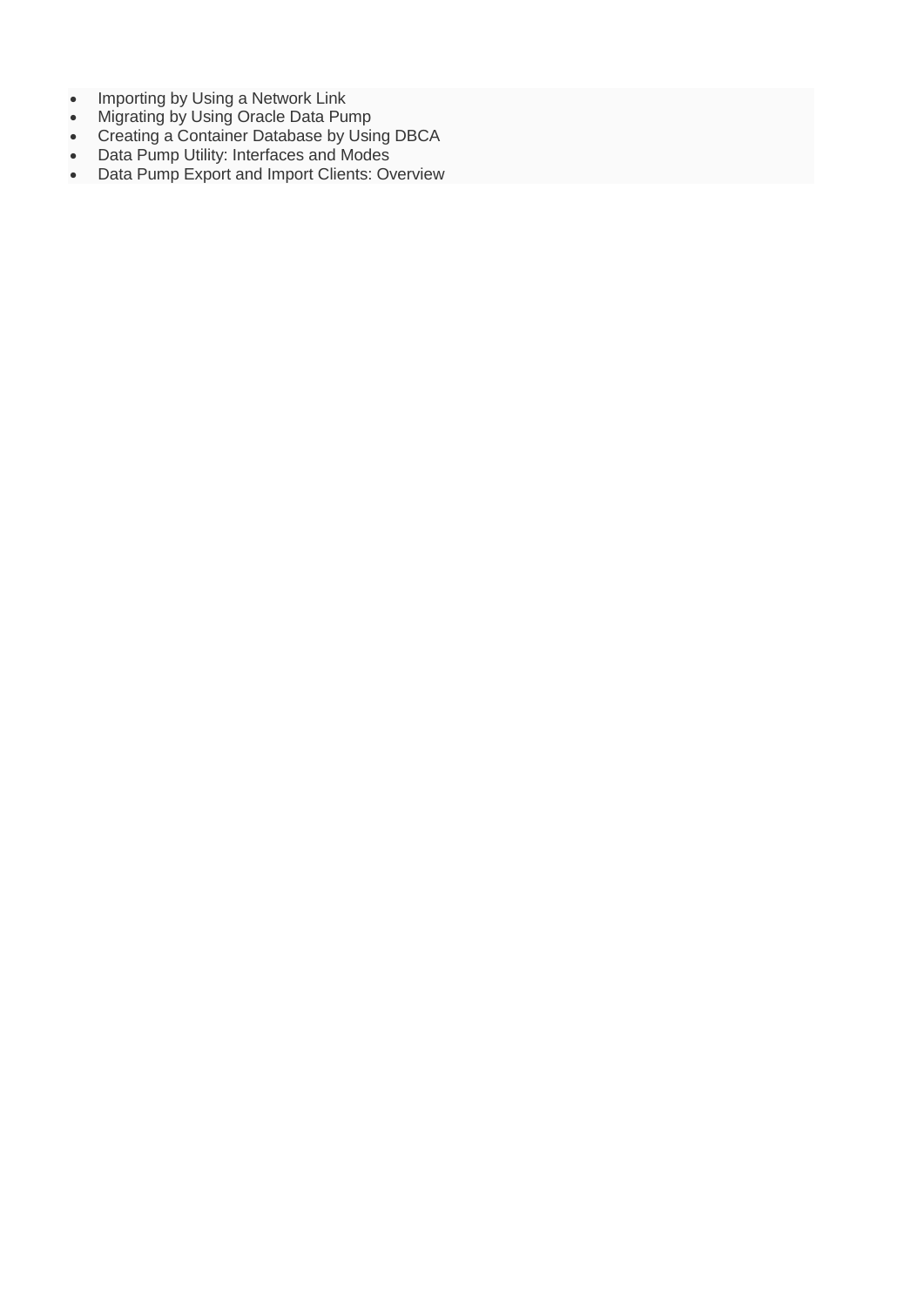- Importing by Using a Network Link
- Migrating by Using Oracle Data Pump
- Creating a Container Database by Using DBCA
- Data Pump Utility: Interfaces and Modes
- Data Pump Export and Import Clients: Overview